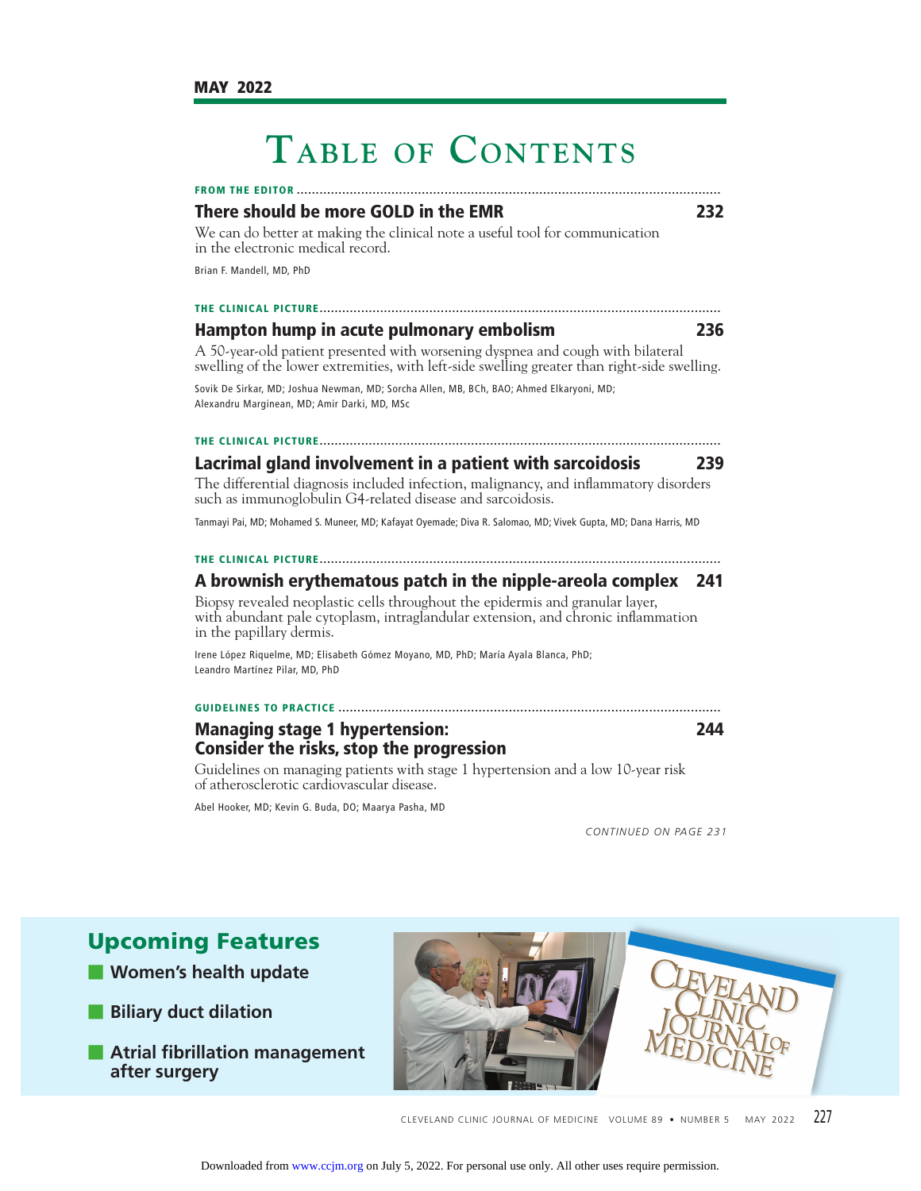**MAY 2022**

# Table of Contents

**FROM THE EDITOR**

## There should be more GOLD in the EMR — 232

We can do better at making the clinical note a useful tool for communication in the electronic medical record.

Brian F. Mandell, MD, PhD

**THE CLINICAL PICTURE**

## Hampton hump in acute pulmonary embolism — 236

A 50-year-old patient presented with worsening dyspnea and cough with bilateral swelling of the lower extremities, with left-side swelling greater than right-side swelling.

Sovik De Sirkar, MD; Joshua Newman, MD; Sorcha Allen, MB, BCh, BAO; Ahmed Elkaryoni, MD; Alexandru Marginean, MD; Amir Darki, MD, MSc

**THE CLINICAL PICTURE**

## Lacrimal gland involvement in a patient with sarcoidosis — 239

The differential diagnosis included infection, malignancy, and inflammatory disorders such as immunoglobulin G4-related disease and sarcoidosis.

Tanmayi Pai, MD; Mohamed S. Muneer, MD; Kafayat Oyemade; Diva R. Salomao, MD; Vivek Gupta, MD; Dana Harris, MD

**THE CLINICAL PICTURE**

## A brownish erythematous patch in the nipple-areola complex — 241

Biopsy revealed neoplastic cells throughout the epidermis and granular layer, with abundant pale cytoplasm, intraglandular extension, and chronic inflammation in the papillary dermis.

Irene López Riquelme, MD; Elisabeth Gómez Moyano, MD, PhD; María Ayala Blanca, PhD; Leandro Martínez Pilar, MD, PhD

**GUIDELINES TO PRACTICE**

## Managing stage 1 hypertension: Consider the risks, stop the progression — 244

Guidelines on managing patients with stage 1 hypertension and a low 10-year risk of atherosclerotic cardiovascular disease.

Abel Hooker, MD; Kevin G. Buda, DO; Maarya Pasha, MD

*CONTINUED ON PAGE 231*

## Upcoming Features

- Women's health update
- Biliary duct dilation
- Atrial fibrillation management after surgery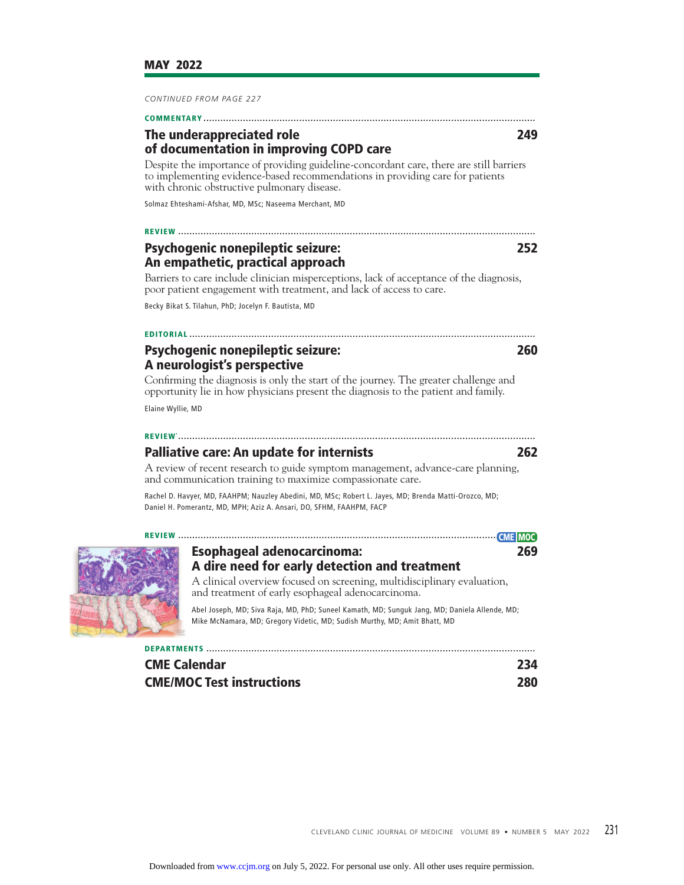## MAY 2022

*CONTINUED FROM PAGE 227*

**COMMENTARY**

### The underappreciated role of documentation in improving COPD care — 249

Despite the importance of providing guideline-concordant care, there are still barriers to implementing evidence-based recommendations in providing care for patients with chronic obstructive pulmonary disease.

Solmaz Ehteshami-Afshar, MD, MSc; Naseema Merchant, MD

**REVIEW**

### Psychogenic nonepileptic seizure: An empathetic, practical approach — 252

Barriers to care include clinician misperceptions, lack of acceptance of the diagnosis, poor patient engagement with treatment, and lack of access to care.

Becky Bikat S. Tilahun, PhD; Jocelyn F. Bautista, MD

**EDITORIAL**

### Psychogenic nonepileptic seizure: A neurologist's perspective — 260

Confirming the diagnosis is only the start of the journey. The greater challenge and opportunity lie in how physicians present the diagnosis to the patient and family.

Elaine Wyllie, MD

**REVIEW**

### Palliative care: An update for internists — 262

A review of recent research to guide symptom management, advance-care planning, and communication training to maximize compassionate care.

Rachel D. Havyer, MD, FAAHPM; Nauzley Abedini, MD, MSc; Robert L. Jayes, MD; Brenda Matti-Orozco, MD; Daniel H. Pomerantz, MD, MPH; Aziz A. Ansari, DO, SFHM, FAAHPM, FACP

**REVIEW** — CME MOC

### Esophageal adenocarcinoma: A dire need for early detection and treatment — 269

A clinical overview focused on screening, multidisciplinary evaluation, and treatment of early esophageal adenocarcinoma.

Abel Joseph, MD; Siva Raja, MD, PhD; Suneel Kamath, MD; Sunguk Jang, MD; Daniela Allende, MD; Mike McNamara, MD; Gregory Videtic, MD; Sudish Murthy, MD; Amit Bhatt, MD

**DEPARTMENTS**

### CME Calendar — 234

### CME/MOC Test instructions — 280

Downloaded from www.ccjm.org on July 5, 2022. For personal use only. All other uses require permission.